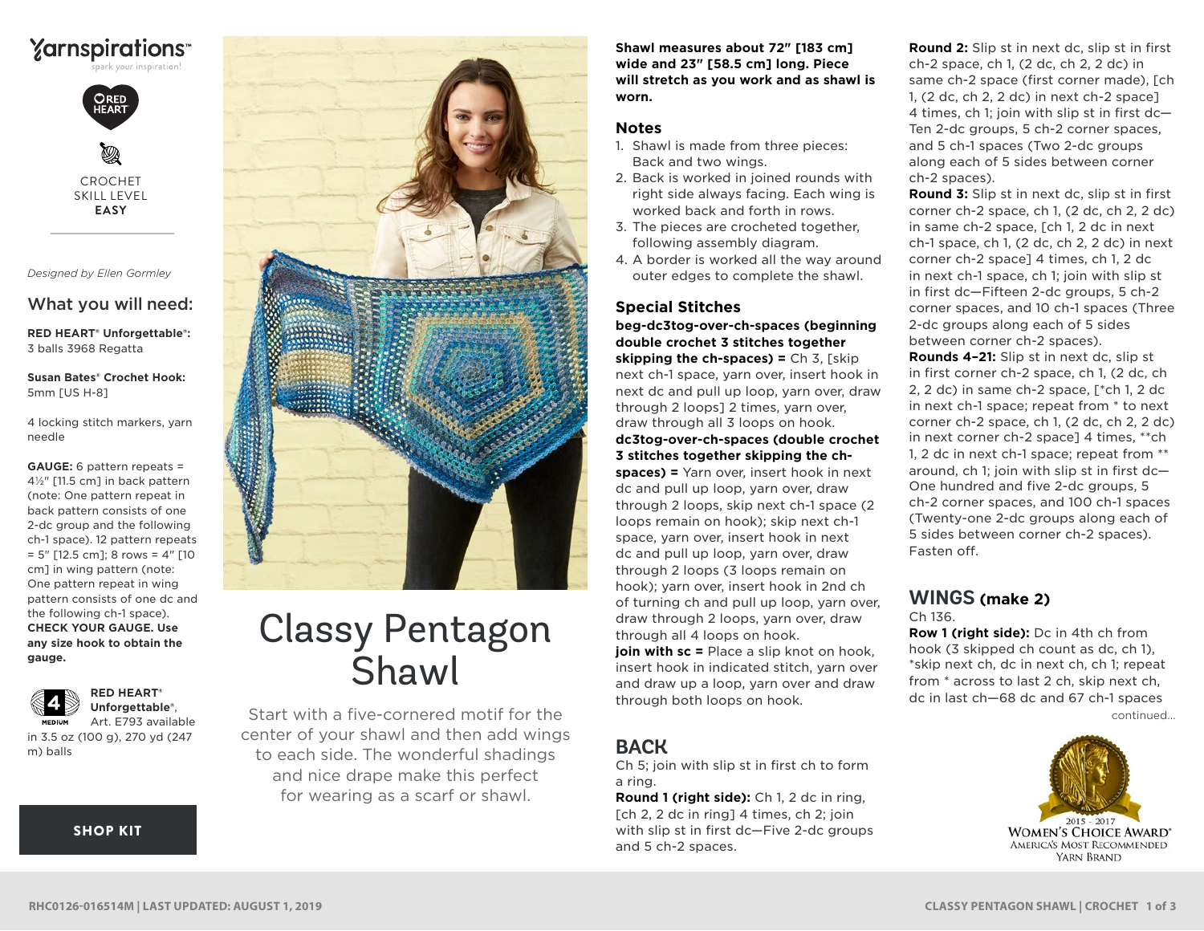Yarnspirations™
spark your inspiration!

RED HEART

CROCHET
SKILL LEVEL
**EASY**

*Designed by Ellen Gormley*

## What you will need:

**RED HEART® Unforgettable®:**
3 balls 3968 Regatta

**Susan Bates® Crochet Hook:**
5mm [US H-8]

4 locking stitch markers, yarn needle

**GAUGE:** 6 pattern repeats = 4½" [11.5 cm] in back pattern (note: One pattern repeat in back pattern consists of one 2-dc group and the following ch-1 space). 12 pattern repeats = 5" [12.5 cm]; 8 rows = 4" [10 cm] in wing pattern (note: One pattern repeat in wing pattern consists of one dc and the following ch-1 space). **CHECK YOUR GAUGE. Use any size hook to obtain the gauge.**

**RED HEART® Unforgettable®**, Art. E793 available in 3.5 oz (100 g), 270 yd (247 m) balls

MEDIUM 4

SHOP KIT

# Classy Pentagon Shawl

Start with a five-cornered motif for the center of your shawl and then add wings to each side. The wonderful shadings and nice drape make this perfect for wearing as a scarf or shawl.

**Shawl measures about 72" [183 cm] wide and 23" [58.5 cm] long. Piece will stretch as you work and as shawl is worn.**

## Notes

1. Shawl is made from three pieces: Back and two wings.
2. Back is worked in joined rounds with right side always facing. Each wing is worked back and forth in rows.
3. The pieces are crocheted together, following assembly diagram.
4. A border is worked all the way around outer edges to complete the shawl.

## Special Stitches

**beg-dc3tog-over-ch-spaces (beginning double crochet 3 stitches together skipping the ch-spaces) =** Ch 3, [skip next ch-1 space, yarn over, insert hook in next dc and pull up loop, yarn over, draw through 2 loops] 2 times, yarn over, draw through all 3 loops on hook.

**dc3tog-over-ch-spaces (double crochet 3 stitches together skipping the ch-spaces) =** Yarn over, insert hook in next dc and pull up loop, yarn over, draw through 2 loops, skip next ch-1 space (2 loops remain on hook); skip next ch-1 space, yarn over, insert hook in next dc and pull up loop, yarn over, draw through 2 loops (3 loops remain on hook); yarn over, insert hook in 2nd ch of turning ch and pull up loop, yarn over, draw through 2 loops, yarn over, draw through all 4 loops on hook.

**join with sc =** Place a slip knot on hook, insert hook in indicated stitch, yarn over and draw up a loop, yarn over and draw through both loops on hook.

## BACK

Ch 5; join with slip st in first ch to form a ring.

**Round 1 (right side):** Ch 1, 2 dc in ring, [ch 2, 2 dc in ring] 4 times, ch 2; join with slip st in first dc—Five 2-dc groups and 5 ch-2 spaces.

**Round 2:** Slip st in next dc, slip st in first ch-2 space, ch 1, (2 dc, ch 2, 2 dc) in same ch-2 space (first corner made), [ch 1, (2 dc, ch 2, 2 dc) in next ch-2 space] 4 times, ch 1; join with slip st in first dc—Ten 2-dc groups, 5 ch-2 corner spaces, and 5 ch-1 spaces (Two 2-dc groups along each of 5 sides between corner ch-2 spaces).

**Round 3:** Slip st in next dc, slip st in first corner ch-2 space, ch 1, (2 dc, ch 2, 2 dc) in same ch-2 space, [ch 1, 2 dc in next ch-1 space, ch 1, (2 dc, ch 2, 2 dc) in next corner ch-2 space] 4 times, ch 1, 2 dc in next ch-1 space, ch 1; join with slip st in first dc—Fifteen 2-dc groups, 5 ch-2 corner spaces, and 10 ch-1 spaces (Three 2-dc groups along each of 5 sides between corner ch-2 spaces).

**Rounds 4–21:** Slip st in next dc, slip st in first corner ch-2 space, ch 1, (2 dc, ch 2, 2 dc) in same ch-2 space, [*ch 1, 2 dc in next ch-1 space; repeat from * to next corner ch-2 space, ch 1, (2 dc, ch 2, 2 dc) in next corner ch-2 space] 4 times, **ch 1, 2 dc in next ch-1 space; repeat from ** around, ch 1; join with slip st in first dc—One hundred and five 2-dc groups, 5 ch-2 corner spaces, and 100 ch-1 spaces (Twenty-one 2-dc groups along each of 5 sides between corner ch-2 spaces). Fasten off.

## WINGS (make 2)

Ch 136.

**Row 1 (right side):** Dc in 4th ch from hook (3 skipped ch count as dc, ch 1), *skip next ch, dc in next ch, ch 1; repeat from * across to last 2 ch, skip next ch, dc in last ch—68 dc and 67 ch-1 spaces

continued...

2015 - 2017 WOMEN'S CHOICE AWARD® AMERICA'S MOST RECOMMENDED YARN BRAND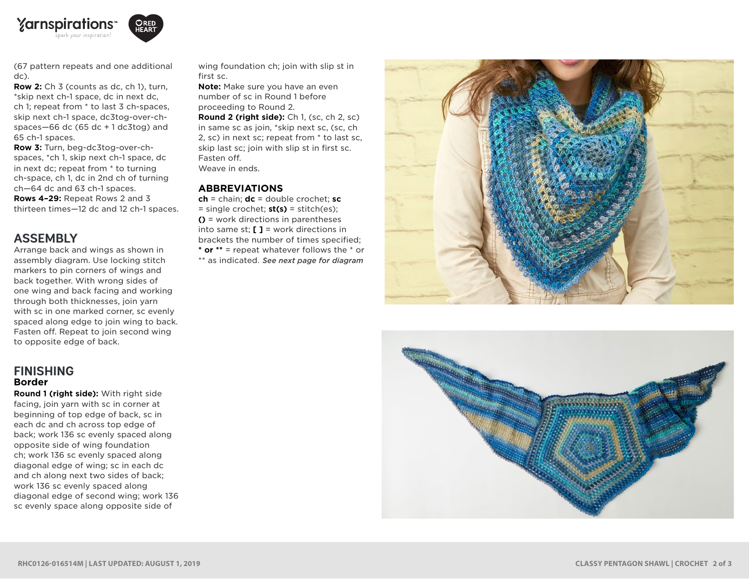(67 pattern repeats and one additional dc).

**Row 2:** Ch 3 (counts as dc, ch 1), turn, *skip next ch-1 space, dc in next dc, ch 1; repeat from * to last 3 ch-spaces, skip next ch-1 space, dc3tog-over-ch-spaces—66 dc (65 dc + 1 dc3tog) and 65 ch-1 spaces.

**Row 3:** Turn, beg-dc3tog-over-ch-spaces, *ch 1, skip next ch-1 space, dc in next dc; repeat from * to turning ch-space, ch 1, dc in 2nd ch of turning ch—64 dc and 63 ch-1 spaces.

**Rows 4–29:** Repeat Rows 2 and 3 thirteen times—12 dc and 12 ch-1 spaces.

## ASSEMBLY

Arrange back and wings as shown in assembly diagram. Use locking stitch markers to pin corners of wings and back together. With wrong sides of one wing and back facing and working through both thicknesses, join yarn with sc in one marked corner, sc evenly spaced along edge to join wing to back. Fasten off. Repeat to join second wing to opposite edge of back.

## FINISHING

### Border

**Round 1 (right side):** With right side facing, join yarn with sc in corner at beginning of top edge of back, sc in each dc and ch across top edge of back; work 136 sc evenly spaced along opposite side of wing foundation ch; work 136 sc evenly spaced along diagonal edge of wing; sc in each dc and ch along next two sides of back; work 136 sc evenly spaced along diagonal edge of second wing; work 136 sc evenly space along opposite side of wing foundation ch; join with slip st in first sc.

**Note:** Make sure you have an even number of sc in Round 1 before proceeding to Round 2.

**Round 2 (right side):** Ch 1, (sc, ch 2, sc) in same sc as join, *skip next sc, (sc, ch 2, sc) in next sc; repeat from * to last sc, skip last sc; join with slip st in first sc. Fasten off.

Weave in ends.

## ABBREVIATIONS

**ch** = chain; **dc** = double crochet; **sc** = single crochet; **st(s)** = stitch(es); **()** = work directions in parentheses into same st; **[ ]** = work directions in brackets the number of times specified; **\* or \*\*** = repeat whatever follows the * or ** as indicated. *See next page for diagram*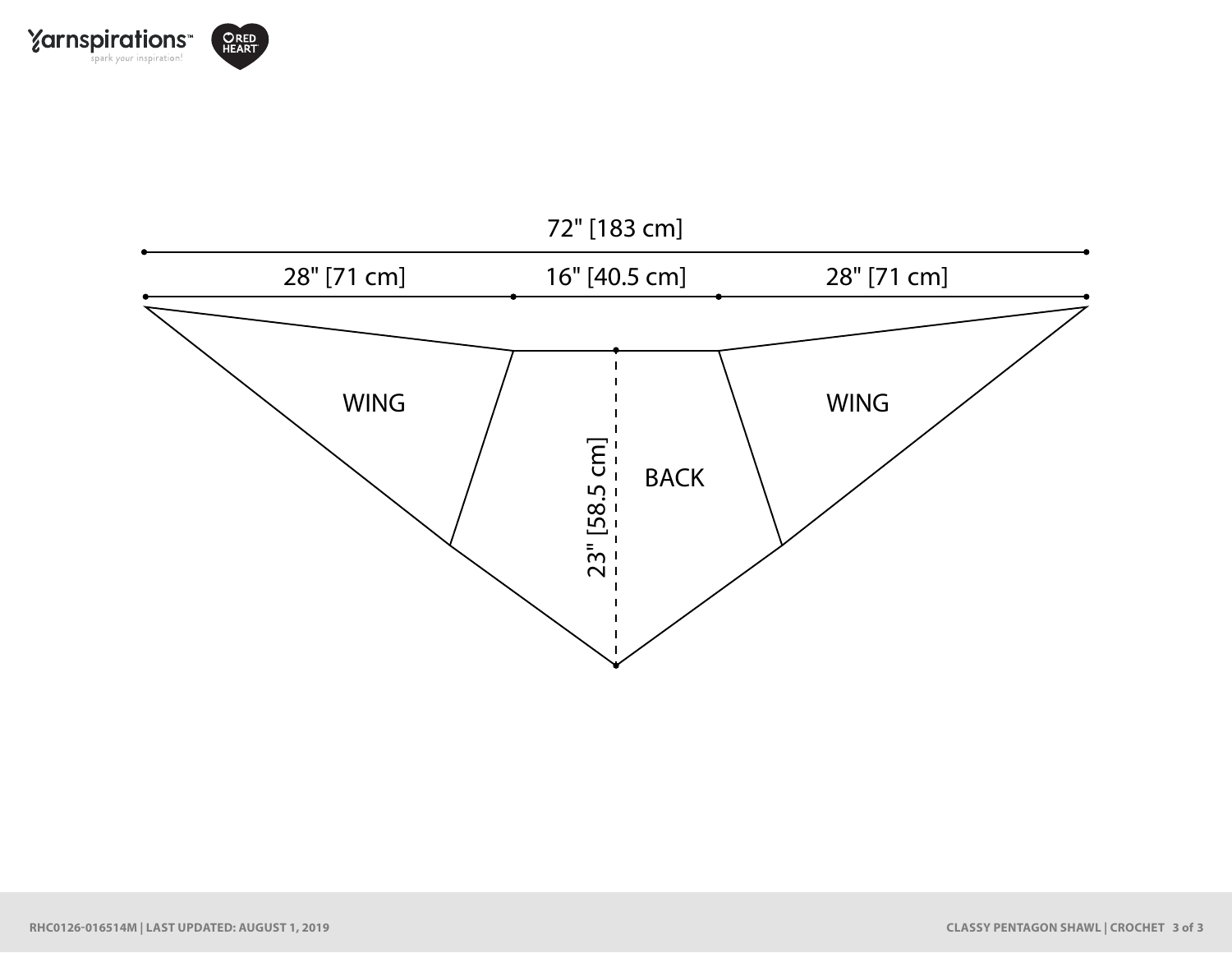72" [183 cm]

28" [71 cm]

16" [40.5 cm]

28" [71 cm]

WING

BACK

WING

23" [58.5 cm]